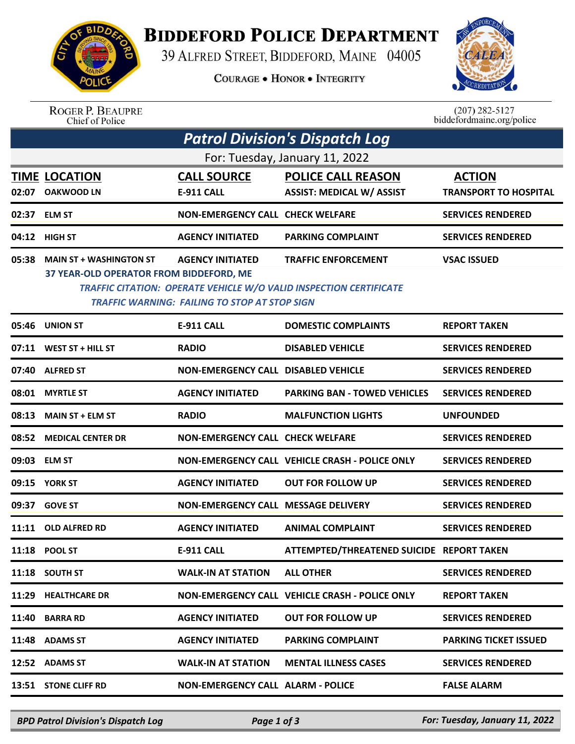# BIDDEFORD POLICE DEPARTMENT

39 ALFRED STREET, BIDDEFORD, MAINE 04005

COURAGE • HONOR • INTEGRITY

ROGER P. BEAUPRE
Chief of Police

(207) 282-5127
biddefordmaine.org/police

## Patrol Division's Dispatch Log

For: Tuesday, January 11, 2022

| TIME | LOCATION | CALL SOURCE | POLICE CALL REASON | ACTION |
|---|---|---|---|---|
| 02:07 | OAKWOOD LN | E-911 CALL | ASSIST: MEDICAL W/ ASSIST | TRANSPORT TO HOSPITAL |
| 02:37 | ELM ST | NON-EMERGENCY CALL | CHECK WELFARE | SERVICES RENDERED |
| 04:12 | HIGH ST | AGENCY INITIATED | PARKING COMPLAINT | SERVICES RENDERED |
| 05:38 | MAIN ST + WASHINGTON ST | AGENCY INITIATED | TRAFFIC ENFORCEMENT | VSAC ISSUED |
| | 37 YEAR-OLD OPERATOR FROM BIDDEFORD, ME<br>*TRAFFIC CITATION: OPERATE VEHICLE W/O VALID INSPECTION CERTIFICATE*<br>*TRAFFIC WARNING: FAILING TO STOP AT STOP SIGN* | | | |
| 05:46 | UNION ST | E-911 CALL | DOMESTIC COMPLAINTS | REPORT TAKEN |
| 07:11 | WEST ST + HILL ST | RADIO | DISABLED VEHICLE | SERVICES RENDERED |
| 07:40 | ALFRED ST | NON-EMERGENCY CALL | DISABLED VEHICLE | SERVICES RENDERED |
| 08:01 | MYRTLE ST | AGENCY INITIATED | PARKING BAN - TOWED VEHICLES | SERVICES RENDERED |
| 08:13 | MAIN ST + ELM ST | RADIO | MALFUNCTION LIGHTS | UNFOUNDED |
| 08:52 | MEDICAL CENTER DR | NON-EMERGENCY CALL | CHECK WELFARE | SERVICES RENDERED |
| 09:03 | ELM ST | NON-EMERGENCY CALL | VEHICLE CRASH - POLICE ONLY | SERVICES RENDERED |
| 09:15 | YORK ST | AGENCY INITIATED | OUT FOR FOLLOW UP | SERVICES RENDERED |
| 09:37 | GOVE ST | NON-EMERGENCY CALL | MESSAGE DELIVERY | SERVICES RENDERED |
| 11:11 | OLD ALFRED RD | AGENCY INITIATED | ANIMAL COMPLAINT | SERVICES RENDERED |
| 11:18 | POOL ST | E-911 CALL | ATTEMPTED/THREATENED SUICIDE | REPORT TAKEN |
| 11:18 | SOUTH ST | WALK-IN AT STATION | ALL OTHER | SERVICES RENDERED |
| 11:29 | HEALTHCARE DR | NON-EMERGENCY CALL | VEHICLE CRASH - POLICE ONLY | REPORT TAKEN |
| 11:40 | BARRA RD | AGENCY INITIATED | OUT FOR FOLLOW UP | SERVICES RENDERED |
| 11:48 | ADAMS ST | AGENCY INITIATED | PARKING COMPLAINT | PARKING TICKET ISSUED |
| 12:52 | ADAMS ST | WALK-IN AT STATION | MENTAL ILLNESS CASES | SERVICES RENDERED |
| 13:51 | STONE CLIFF RD | NON-EMERGENCY CALL | ALARM - POLICE | FALSE ALARM |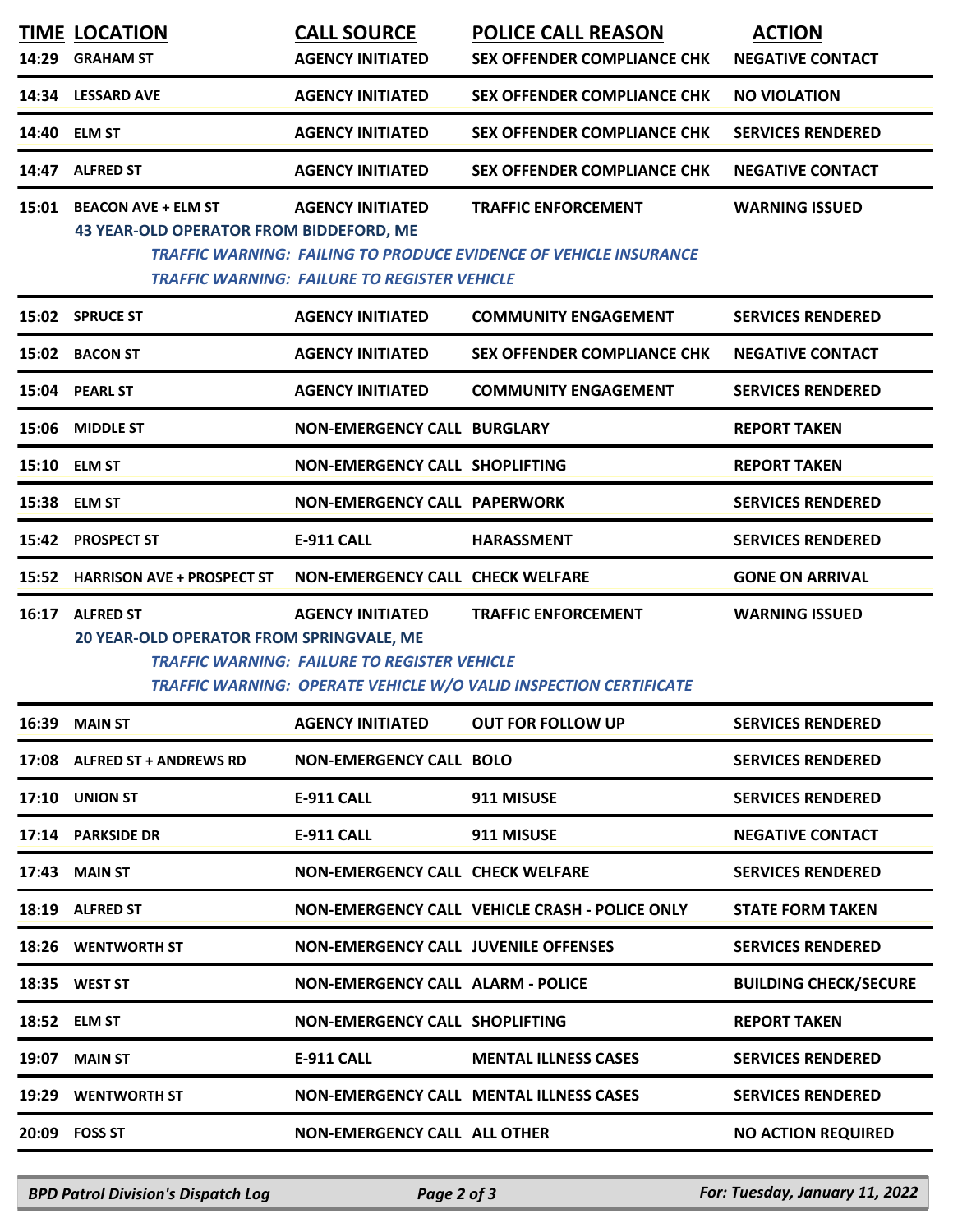| TIME | LOCATION | CALL SOURCE | POLICE CALL REASON | ACTION |
|---|---|---|---|---|
| 14:29 | GRAHAM ST | AGENCY INITIATED | SEX OFFENDER COMPLIANCE CHK | NEGATIVE CONTACT |
| 14:34 | LESSARD AVE | AGENCY INITIATED | SEX OFFENDER COMPLIANCE CHK | NO VIOLATION |
| 14:40 | ELM ST | AGENCY INITIATED | SEX OFFENDER COMPLIANCE CHK | SERVICES RENDERED |
| 14:47 | ALFRED ST | AGENCY INITIATED | SEX OFFENDER COMPLIANCE CHK | NEGATIVE CONTACT |
| 15:01 | BEACON AVE + ELM ST<br>43 YEAR-OLD OPERATOR FROM BIDDEFORD, ME<br>*TRAFFIC WARNING: FAILING TO PRODUCE EVIDENCE OF VEHICLE INSURANCE*<br>*TRAFFIC WARNING: FAILURE TO REGISTER VEHICLE* | AGENCY INITIATED | TRAFFIC ENFORCEMENT | WARNING ISSUED |
| 15:02 | SPRUCE ST | AGENCY INITIATED | COMMUNITY ENGAGEMENT | SERVICES RENDERED |
| 15:02 | BACON ST | AGENCY INITIATED | SEX OFFENDER COMPLIANCE CHK | NEGATIVE CONTACT |
| 15:04 | PEARL ST | AGENCY INITIATED | COMMUNITY ENGAGEMENT | SERVICES RENDERED |
| 15:06 | MIDDLE ST | NON-EMERGENCY CALL | BURGLARY | REPORT TAKEN |
| 15:10 | ELM ST | NON-EMERGENCY CALL | SHOPLIFTING | REPORT TAKEN |
| 15:38 | ELM ST | NON-EMERGENCY CALL | PAPERWORK | SERVICES RENDERED |
| 15:42 | PROSPECT ST | E-911 CALL | HARASSMENT | SERVICES RENDERED |
| 15:52 | HARRISON AVE + PROSPECT ST | NON-EMERGENCY CALL | CHECK WELFARE | GONE ON ARRIVAL |
| 16:17 | ALFRED ST<br>20 YEAR-OLD OPERATOR FROM SPRINGVALE, ME<br>*TRAFFIC WARNING: FAILURE TO REGISTER VEHICLE*<br>*TRAFFIC WARNING: OPERATE VEHICLE W/O VALID INSPECTION CERTIFICATE* | AGENCY INITIATED | TRAFFIC ENFORCEMENT | WARNING ISSUED |
| 16:39 | MAIN ST | AGENCY INITIATED | OUT FOR FOLLOW UP | SERVICES RENDERED |
| 17:08 | ALFRED ST + ANDREWS RD | NON-EMERGENCY CALL | BOLO | SERVICES RENDERED |
| 17:10 | UNION ST | E-911 CALL | 911 MISUSE | SERVICES RENDERED |
| 17:14 | PARKSIDE DR | E-911 CALL | 911 MISUSE | NEGATIVE CONTACT |
| 17:43 | MAIN ST | NON-EMERGENCY CALL | CHECK WELFARE | SERVICES RENDERED |
| 18:19 | ALFRED ST | NON-EMERGENCY CALL | VEHICLE CRASH - POLICE ONLY | STATE FORM TAKEN |
| 18:26 | WENTWORTH ST | NON-EMERGENCY CALL | JUVENILE OFFENSES | SERVICES RENDERED |
| 18:35 | WEST ST | NON-EMERGENCY CALL | ALARM - POLICE | BUILDING CHECK/SECURE |
| 18:52 | ELM ST | NON-EMERGENCY CALL | SHOPLIFTING | REPORT TAKEN |
| 19:07 | MAIN ST | E-911 CALL | MENTAL ILLNESS CASES | SERVICES RENDERED |
| 19:29 | WENTWORTH ST | NON-EMERGENCY CALL | MENTAL ILLNESS CASES | SERVICES RENDERED |
| 20:09 | FOSS ST | NON-EMERGENCY CALL | ALL OTHER | NO ACTION REQUIRED |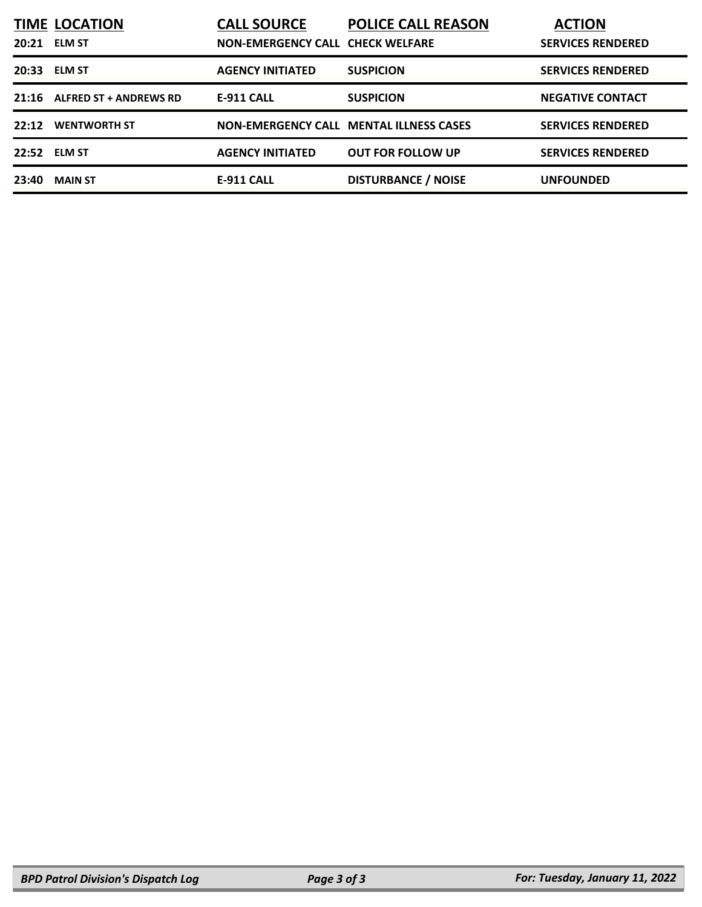| TIME | LOCATION | CALL SOURCE | POLICE CALL REASON | ACTION |
|---|---|---|---|---|
| 20:21 | ELM ST | NON-EMERGENCY CALL | CHECK WELFARE | SERVICES RENDERED |
| 20:33 | ELM ST | AGENCY INITIATED | SUSPICION | SERVICES RENDERED |
| 21:16 | ALFRED ST + ANDREWS RD | E-911 CALL | SUSPICION | NEGATIVE CONTACT |
| 22:12 | WENTWORTH ST | NON-EMERGENCY CALL | MENTAL ILLNESS CASES | SERVICES RENDERED |
| 22:52 | ELM ST | AGENCY INITIATED | OUT FOR FOLLOW UP | SERVICES RENDERED |
| 23:40 | MAIN ST | E-911 CALL | DISTURBANCE / NOISE | UNFOUNDED |